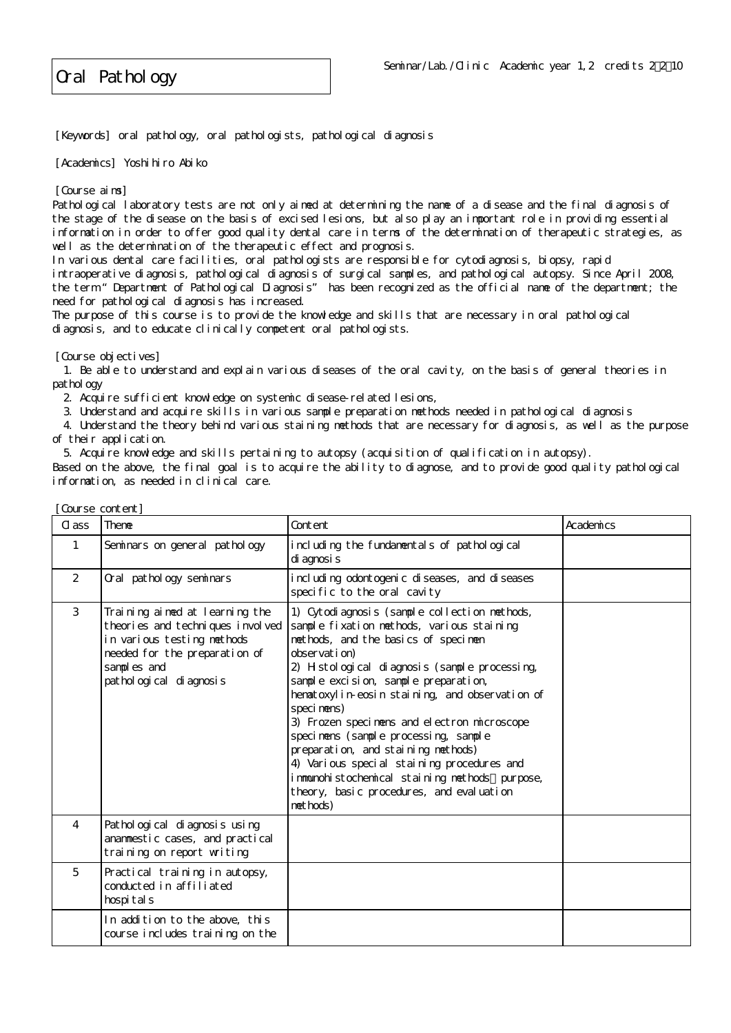# Oral Pathology

Seminar/Lab./Clinic Academic year 1,2 credits 2・2・10

[Keywords] oral pathology, oral pathologists, pathological diagnosis

[Academics] Yoshihiro Abiko

[Course aims]

Pathological laboratory tests are not only aimed at determining the name of a disease and the final diagnosis of the stage of the disease on the basis of excised lesions, but also play an important role in providing essential information in order to offer good quality dental care in terms of the determination of therapeutic strategies, as well as the determination of the therapeutic effect and prognosis.

In various dental care facilities, oral pathologists are responsible for cytodiagnosis, biopsy, rapid intraoperative diagnosis, pathological diagnosis of surgical samples, and pathological autopsy. Since April 2008, the term "Department of Pathological Diagnosis" has been recognized as the official name of the department; the need for pathological diagnosis has increased.

The purpose of this course is to provide the knowledge and skills that are necessary in oral pathological diagnosis, and to educate clinically competent oral pathologists.

[Course objectives]

1. Be able to understand and explain various diseases of the oral cavity, on the basis of general theories in pathology
2. Acquire sufficient knowledge on systemic disease-related lesions,
3. Understand and acquire skills in various sample preparation methods needed in pathological diagnosis
4. Understand the theory behind various staining methods that are necessary for diagnosis, as well as the purpose of their application.
5. Acquire knowledge and skills pertaining to autopsy (acquisition of qualification in autopsy).

Based on the above, the final goal is to acquire the ability to diagnose, and to provide good quality pathological information, as needed in clinical care.

[Course content]

| Class | Theme | Content | Academics |
|---|---|---|---|
| 1 | Seminars on general pathology | including the fundamentals of pathological diagnosis | |
| 2 | Oral pathology seminars | including odontogenic diseases, and diseases specific to the oral cavity | |
| 3 | Training aimed at learning the theories and techniques involved in various testing methods needed for the preparation of samples and pathological diagnosis | 1) Cytodiagnosis (sample collection methods, sample fixation methods, various staining methods, and the basics of specimen observation)<br>2) Histological diagnosis (sample processing, sample excision, sample preparation, hematoxylin-eosin staining, and observation of specimens)<br>3) Frozen specimens and electron microscope specimens (sample processing, sample preparation, and staining methods)<br>4) Various special staining procedures and immunohistochemical staining methods（purpose, theory, basic procedures, and evaluation methods) | |
| 4 | Pathological diagnosis using anamnestic cases, and practical training on report writing | | |
| 5 | Practical training in autopsy, conducted in affiliated hospitals | | |
| | In addition to the above, this course includes training on the | | |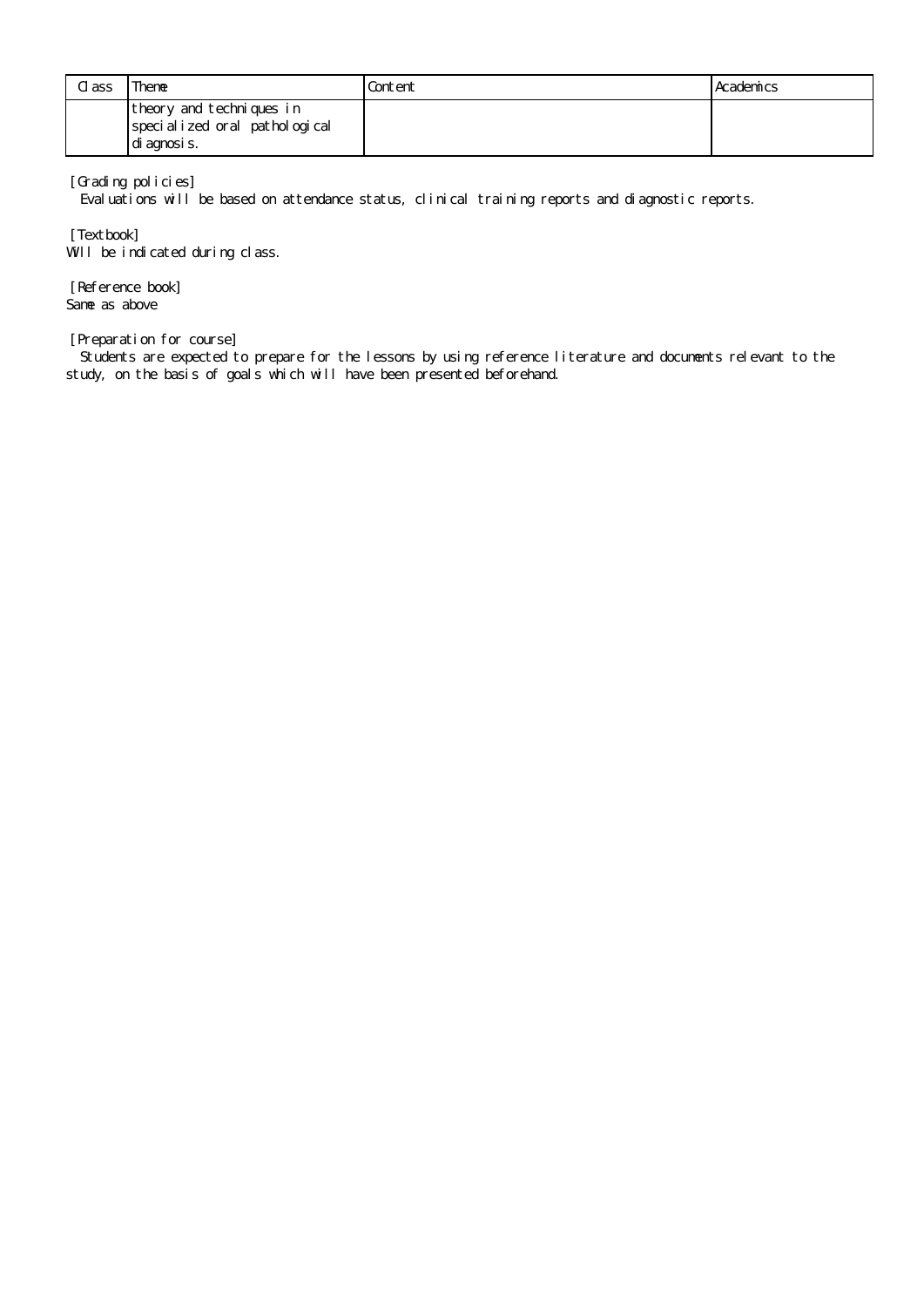| Class | Theme | Content | Academics |
| --- | --- | --- | --- |
| | theory and techniques in specialized oral pathological diagnosis. | | |

[Grading policies]
Evaluations will be based on attendance status, clinical training reports and diagnostic reports.

[Textbook]
Will be indicated during class.

[Reference book]
Same as above

[Preparation for course]
Students are expected to prepare for the lessons by using reference literature and documents relevant to the study, on the basis of goals which will have been presented beforehand.